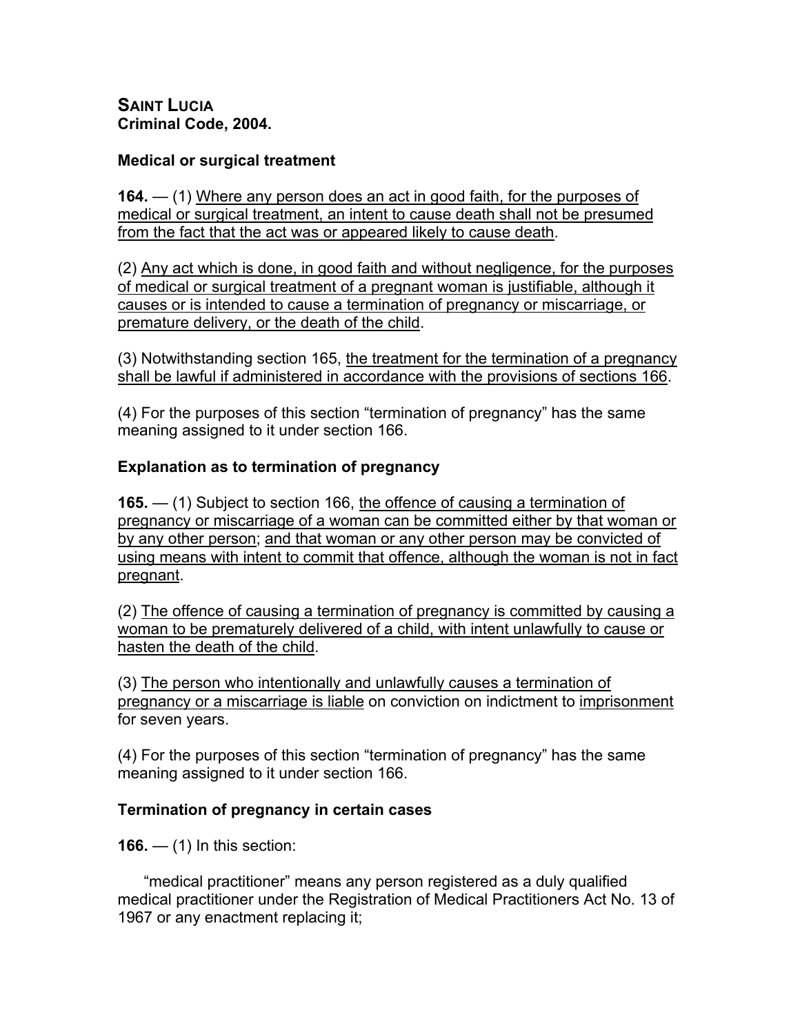**SAINT LUCIA**
**Criminal Code, 2004.**

**Medical or surgical treatment**

**164.** — (1) <u>Where any person does an act in good faith, for the purposes of medical or surgical treatment, an intent to cause death shall not be presumed from the fact that the act was or appeared likely to cause death</u>.

(2) <u>Any act which is done, in good faith and without negligence, for the purposes of medical or surgical treatment of a pregnant woman is justifiable, although it causes or is intended to cause a termination of pregnancy or miscarriage, or premature delivery, or the death of the child</u>.

(3) Notwithstanding section 165, <u>the treatment for the termination of a pregnancy shall be lawful if administered in accordance with the provisions of sections 166</u>.

(4) For the purposes of this section "termination of pregnancy" has the same meaning assigned to it under section 166.

**Explanation as to termination of pregnancy**

**165.** — (1) Subject to section 166, <u>the offence of causing a termination of pregnancy or miscarriage of a woman can be committed either by that woman or by any other person</u>; <u>and that woman or any other person may be convicted of using means with intent to commit that offence, although the woman is not in fact pregnant</u>.

(2) <u>The offence of causing a termination of pregnancy is committed by causing a woman to be prematurely delivered of a child, with intent unlawfully to cause or hasten the death of the child</u>.

(3) <u>The person who intentionally and unlawfully causes a termination of pregnancy or a miscarriage is liable</u> on conviction on indictment to <u>imprisonment</u> for seven years.

(4) For the purposes of this section "termination of pregnancy" has the same meaning assigned to it under section 166.

**Termination of pregnancy in certain cases**

**166.** — (1) In this section:

"medical practitioner" means any person registered as a duly qualified medical practitioner under the Registration of Medical Practitioners Act No. 13 of 1967 or any enactment replacing it;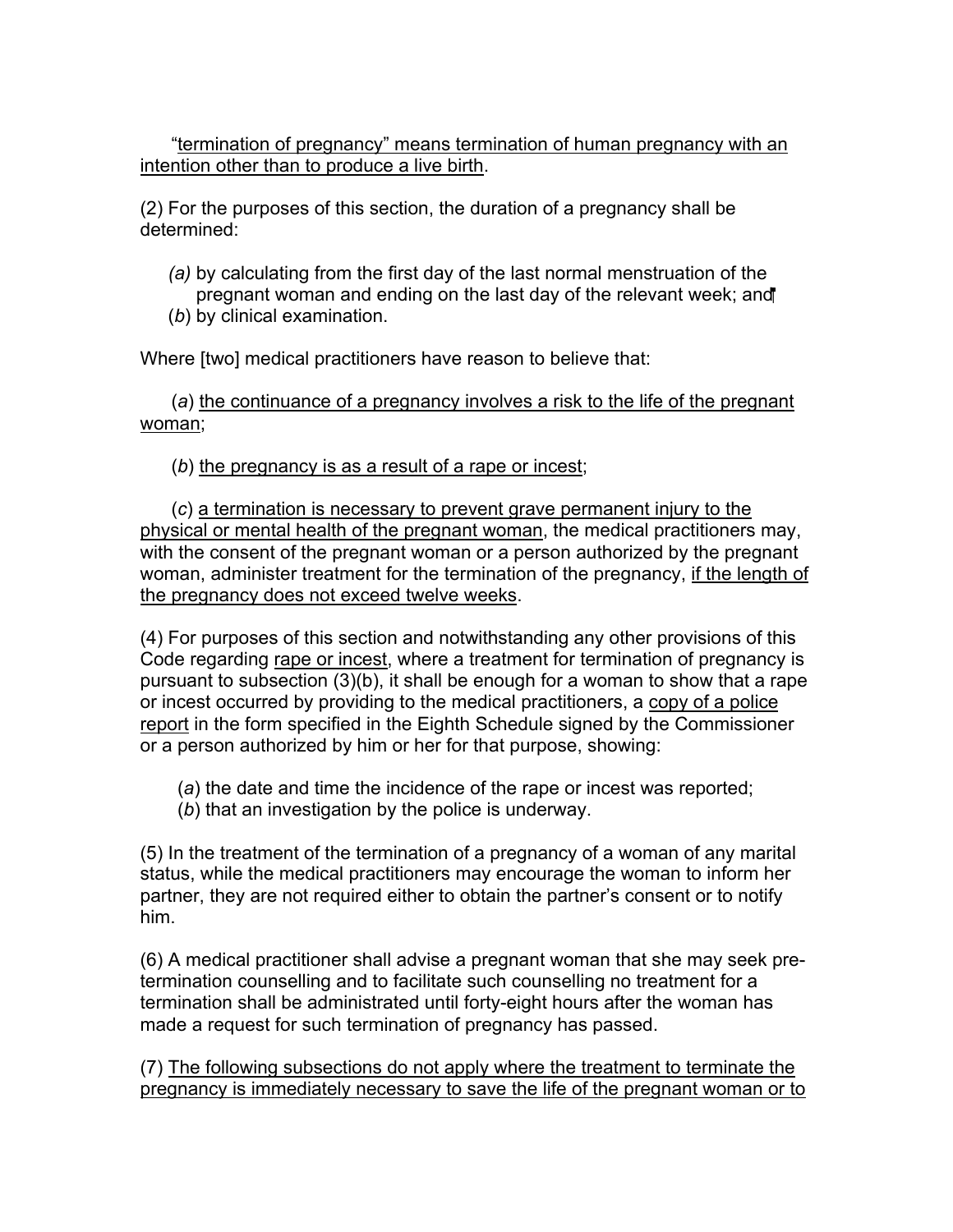"termination of pregnancy" means termination of human pregnancy with an intention other than to produce a live birth.

(2) For the purposes of this section, the duration of a pregnancy shall be determined:

*(a)* by calculating from the first day of the last normal menstruation of the pregnant woman and ending on the last day of the relevant week; and
(*b*) by clinical examination.

Where [two] medical practitioners have reason to believe that:

(*a*) the continuance of a pregnancy involves a risk to the life of the pregnant woman;

(*b*) the pregnancy is as a result of a rape or incest;

(*c*) a termination is necessary to prevent grave permanent injury to the physical or mental health of the pregnant woman, the medical practitioners may, with the consent of the pregnant woman or a person authorized by the pregnant woman, administer treatment for the termination of the pregnancy, if the length of the pregnancy does not exceed twelve weeks.

(4) For purposes of this section and notwithstanding any other provisions of this Code regarding rape or incest, where a treatment for termination of pregnancy is pursuant to subsection (3)(b), it shall be enough for a woman to show that a rape or incest occurred by providing to the medical practitioners, a copy of a police report in the form specified in the Eighth Schedule signed by the Commissioner or a person authorized by him or her for that purpose, showing:

(*a*) the date and time the incidence of the rape or incest was reported;
(*b*) that an investigation by the police is underway.

(5) In the treatment of the termination of a pregnancy of a woman of any marital status, while the medical practitioners may encourage the woman to inform her partner, they are not required either to obtain the partner's consent or to notify him.

(6) A medical practitioner shall advise a pregnant woman that she may seek pre-termination counselling and to facilitate such counselling no treatment for a termination shall be administrated until forty-eight hours after the woman has made a request for such termination of pregnancy has passed.

(7) The following subsections do not apply where the treatment to terminate the pregnancy is immediately necessary to save the life of the pregnant woman or to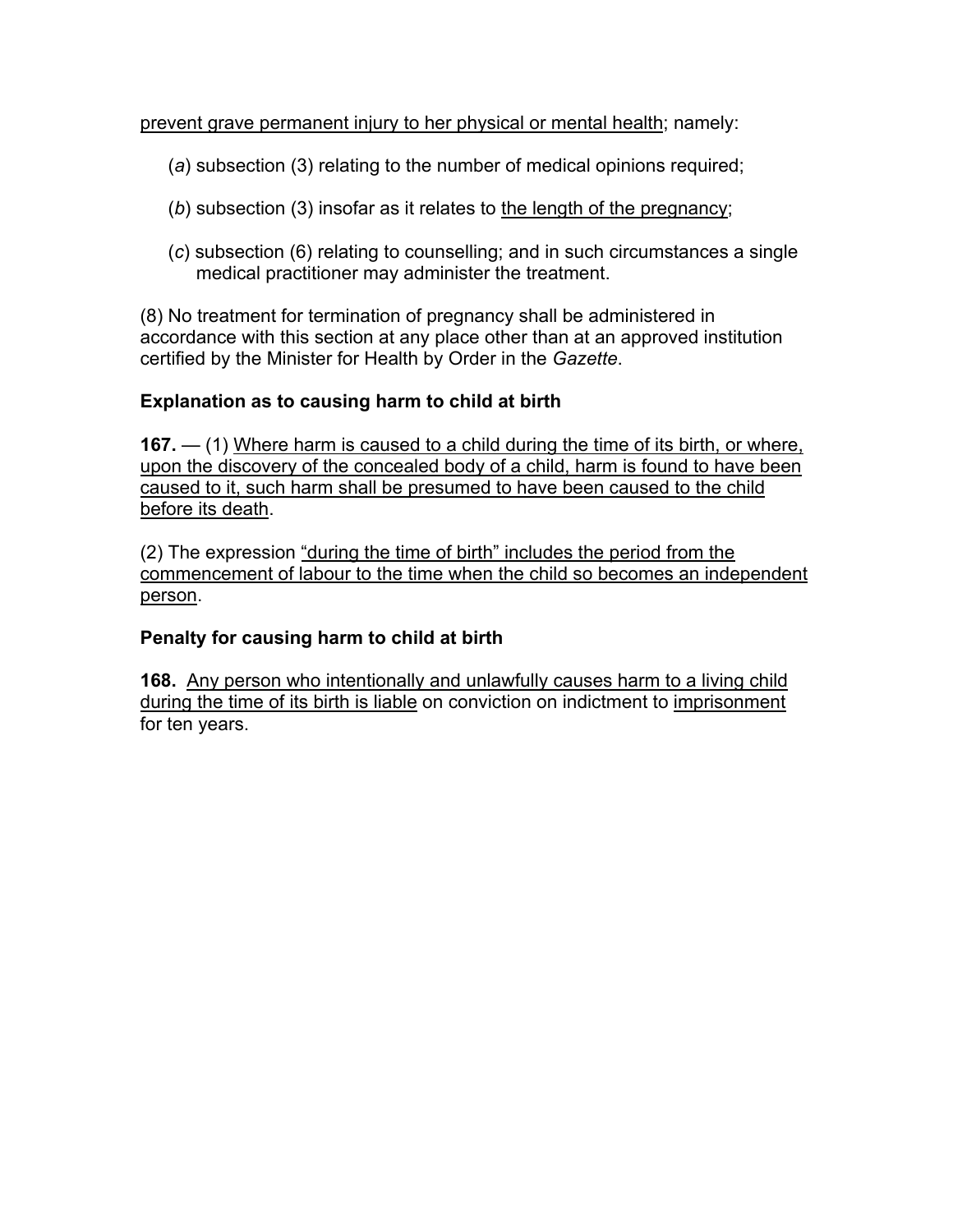prevent grave permanent injury to her physical or mental health; namely:

(*a*) subsection (3) relating to the number of medical opinions required;

(*b*) subsection (3) insofar as it relates to the length of the pregnancy;

(*c*) subsection (6) relating to counselling; and in such circumstances a single medical practitioner may administer the treatment.

(8) No treatment for termination of pregnancy shall be administered in accordance with this section at any place other than at an approved institution certified by the Minister for Health by Order in the *Gazette*.

**Explanation as to causing harm to child at birth**

**167.** — (1) Where harm is caused to a child during the time of its birth, or where, upon the discovery of the concealed body of a child, harm is found to have been caused to it, such harm shall be presumed to have been caused to the child before its death.

(2) The expression "during the time of birth" includes the period from the commencement of labour to the time when the child so becomes an independent person.

**Penalty for causing harm to child at birth**

**168.** Any person who intentionally and unlawfully causes harm to a living child during the time of its birth is liable on conviction on indictment to imprisonment for ten years.